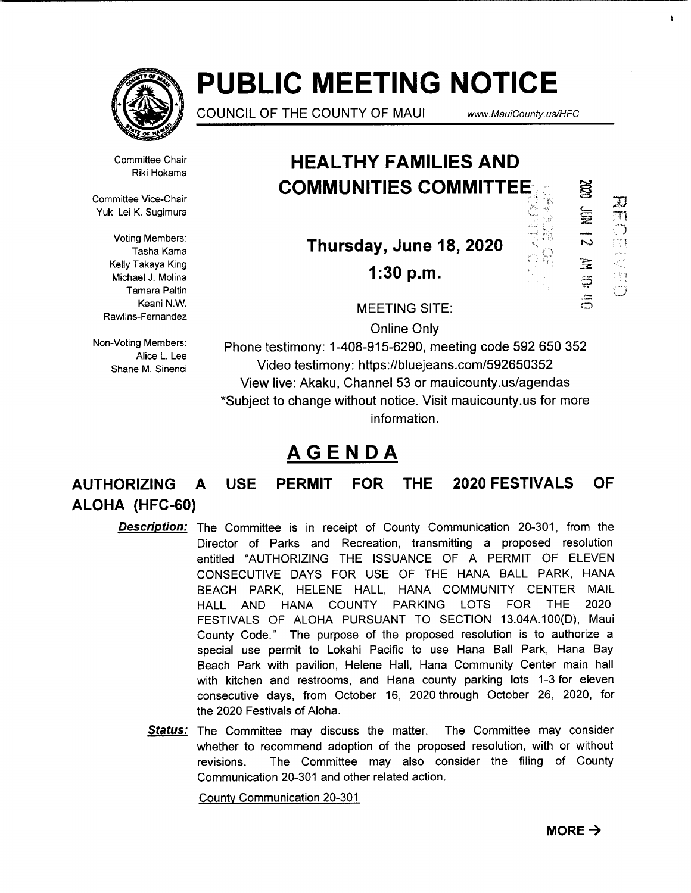# PUBLIC MEETING NOTICE

COUNCIL OF THE COUNTY OF MAUI www.MauiCounty.us/HFC

Committee Chair
Riki Hokama

Committee Vice-Chair
Yuki Lei K. Sugimura

Voting Members:
Tasha Kama
Kelly Takaya King
Michael J. Molina
Tamara Paltin
Keani N.W. Rawlins-Fernandez

Non-Voting Members:
Alice L. Lee
Shane M. Sinenci

## HEALTHY FAMILIES AND COMMUNITIES COMMITTEE

**Thursday, June 18, 2020**

**1:30 p.m.**

MEETING SITE:

Online Only

Phone testimony: 1-408-915-6290, meeting code 592 650 352

Video testimony: https://bluejeans.com/592650352

View live: Akaku, Channel 53 or mauicounty.us/agendas

*Subject to change without notice. Visit mauicounty.us for more information.

## AGENDA

### AUTHORIZING A USE PERMIT FOR THE 2020 FESTIVALS OF ALOHA (HFC-60)

***Description:*** The Committee is in receipt of County Communication 20-301, from the Director of Parks and Recreation, transmitting a proposed resolution entitled "AUTHORIZING THE ISSUANCE OF A PERMIT OF ELEVEN CONSECUTIVE DAYS FOR USE OF THE HANA BALL PARK, HANA BEACH PARK, HELENE HALL, HANA COMMUNITY CENTER MAIL HALL AND HANA COUNTY PARKING LOTS FOR THE 2020 FESTIVALS OF ALOHA PURSUANT TO SECTION 13.04A.100(D), Maui County Code." The purpose of the proposed resolution is to authorize a special use permit to Lokahi Pacific to use Hana Ball Park, Hana Bay Beach Park with pavilion, Helene Hall, Hana Community Center main hall with kitchen and restrooms, and Hana county parking lots 1-3 for eleven consecutive days, from October 16, 2020 through October 26, 2020, for the 2020 Festivals of Aloha.

***Status:*** The Committee may discuss the matter. The Committee may consider whether to recommend adoption of the proposed resolution, with or without revisions. The Committee may also consider the filing of County Communication 20-301 and other related action.

County Communication 20-301

**MORE →**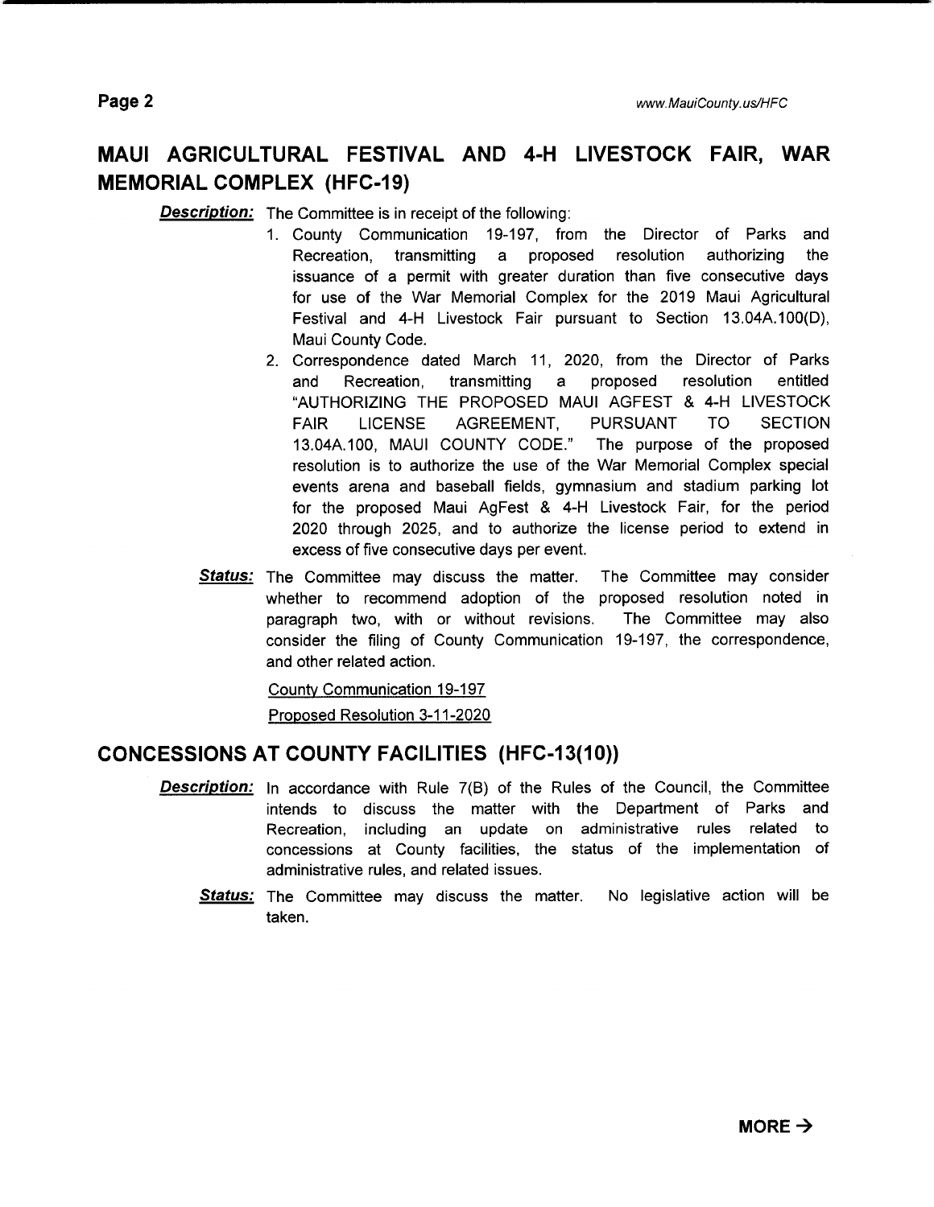## MAUI AGRICULTURAL FESTIVAL AND 4-H LIVESTOCK FAIR, WAR MEMORIAL COMPLEX (HFC-19)

***Description:*** The Committee is in receipt of the following:

1. County Communication 19-197, from the Director of Parks and Recreation, transmitting a proposed resolution authorizing the issuance of a permit with greater duration than five consecutive days for use of the War Memorial Complex for the 2019 Maui Agricultural Festival and 4-H Livestock Fair pursuant to Section 13.04A.100(D), Maui County Code.
2. Correspondence dated March 11, 2020, from the Director of Parks and Recreation, transmitting a proposed resolution entitled "AUTHORIZING THE PROPOSED MAUI AGFEST & 4-H LIVESTOCK FAIR LICENSE AGREEMENT, PURSUANT TO SECTION 13.04A.100, MAUI COUNTY CODE." The purpose of the proposed resolution is to authorize the use of the War Memorial Complex special events arena and baseball fields, gymnasium and stadium parking lot for the proposed Maui AgFest & 4-H Livestock Fair, for the period 2020 through 2025, and to authorize the license period to extend in excess of five consecutive days per event.

***Status:*** The Committee may discuss the matter. The Committee may consider whether to recommend adoption of the proposed resolution noted in paragraph two, with or without revisions. The Committee may also consider the filing of County Communication 19-197, the correspondence, and other related action.

County Communication 19-197

Proposed Resolution 3-11-2020

## CONCESSIONS AT COUNTY FACILITIES (HFC-13(10))

***Description:*** In accordance with Rule 7(B) of the Rules of the Council, the Committee intends to discuss the matter with the Department of Parks and Recreation, including an update on administrative rules related to concessions at County facilities, the status of the implementation of administrative rules, and related issues.

***Status:*** The Committee may discuss the matter. No legislative action will be taken.

**MORE →**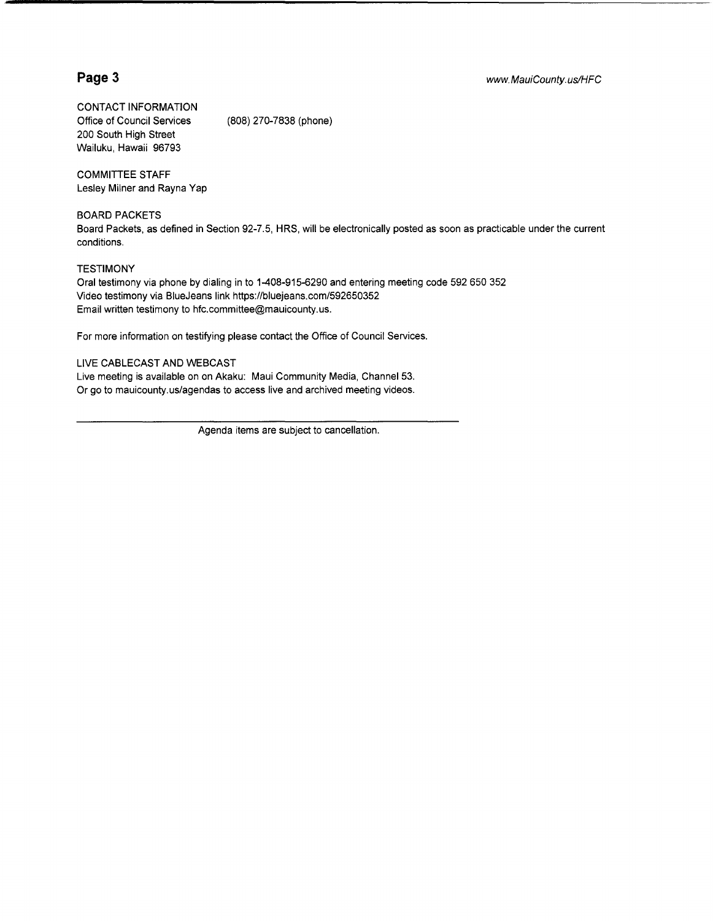CONTACT INFORMATION

Office of Council Services (808) 270-7838 (phone)
200 South High Street
Wailuku, Hawaii 96793

COMMITTEE STAFF

Lesley Milner and Rayna Yap

BOARD PACKETS

Board Packets, as defined in Section 92-7.5, HRS, will be electronically posted as soon as practicable under the current conditions.

TESTIMONY

Oral testimony via phone by dialing in to 1-408-915-6290 and entering meeting code 592 650 352
Video testimony via BlueJeans link https://bluejeans.com/592650352
Email written testimony to hfc.committee@mauicounty.us.

For more information on testifying please contact the Office of Council Services.

LIVE CABLECAST AND WEBCAST

Live meeting is available on on Akaku: Maui Community Media, Channel 53.
Or go to mauicounty.us/agendas to access live and archived meeting videos.

---

Agenda items are subject to cancellation.